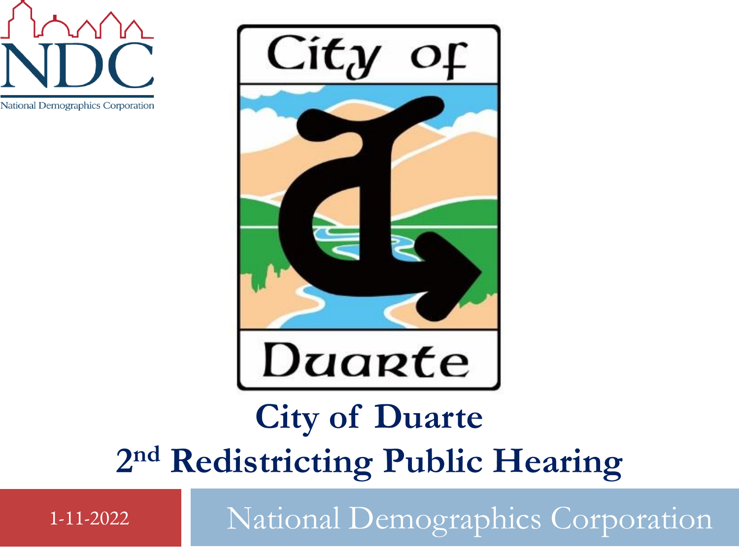# City of Duarte

## 2nd Redistricting Public Hearing

1-11-2022

National Demographics Corporation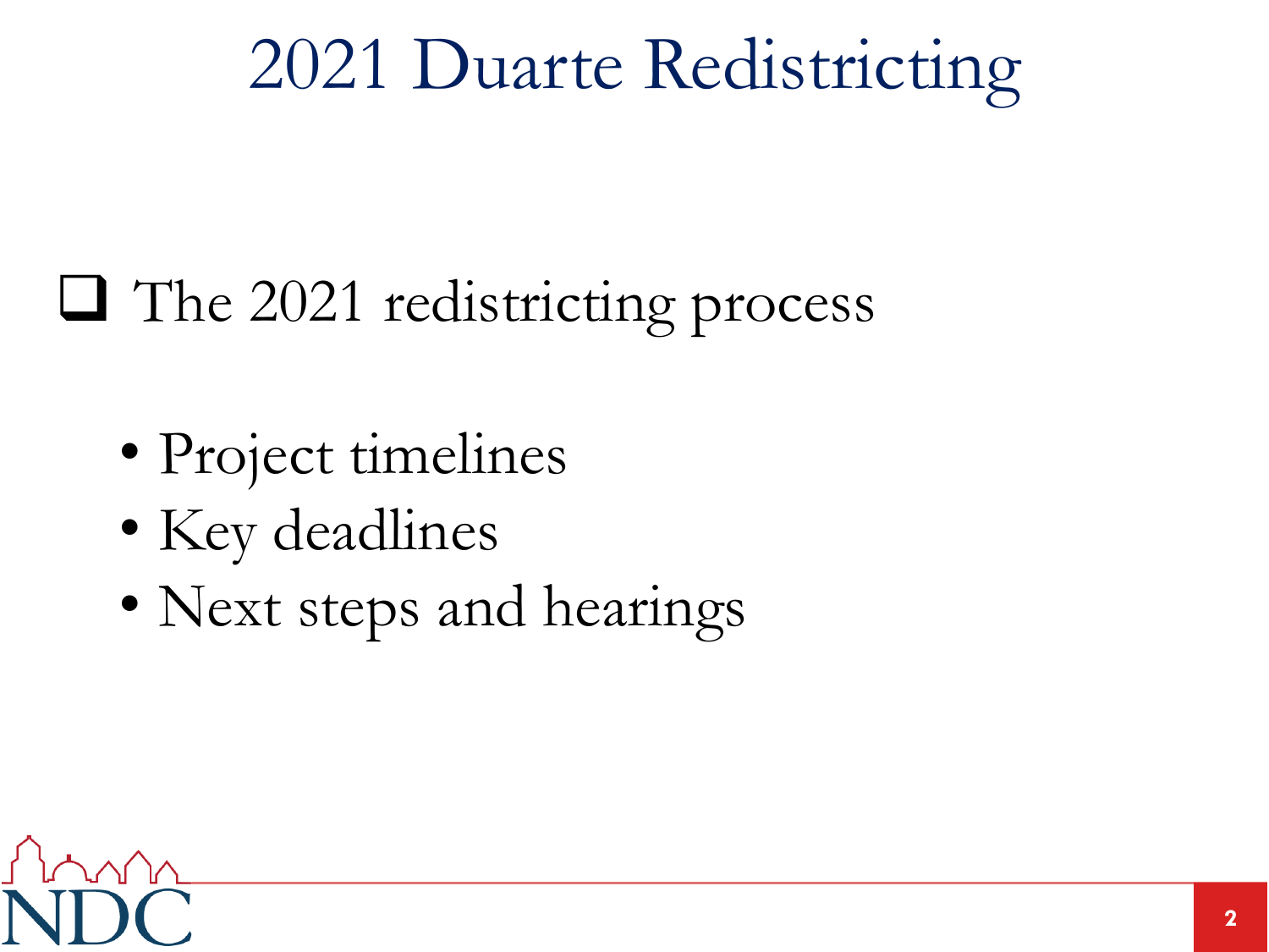# 2021 Duarte Redistricting

- The 2021 redistricting process
  - Project timelines
  - Key deadlines
  - Next steps and hearings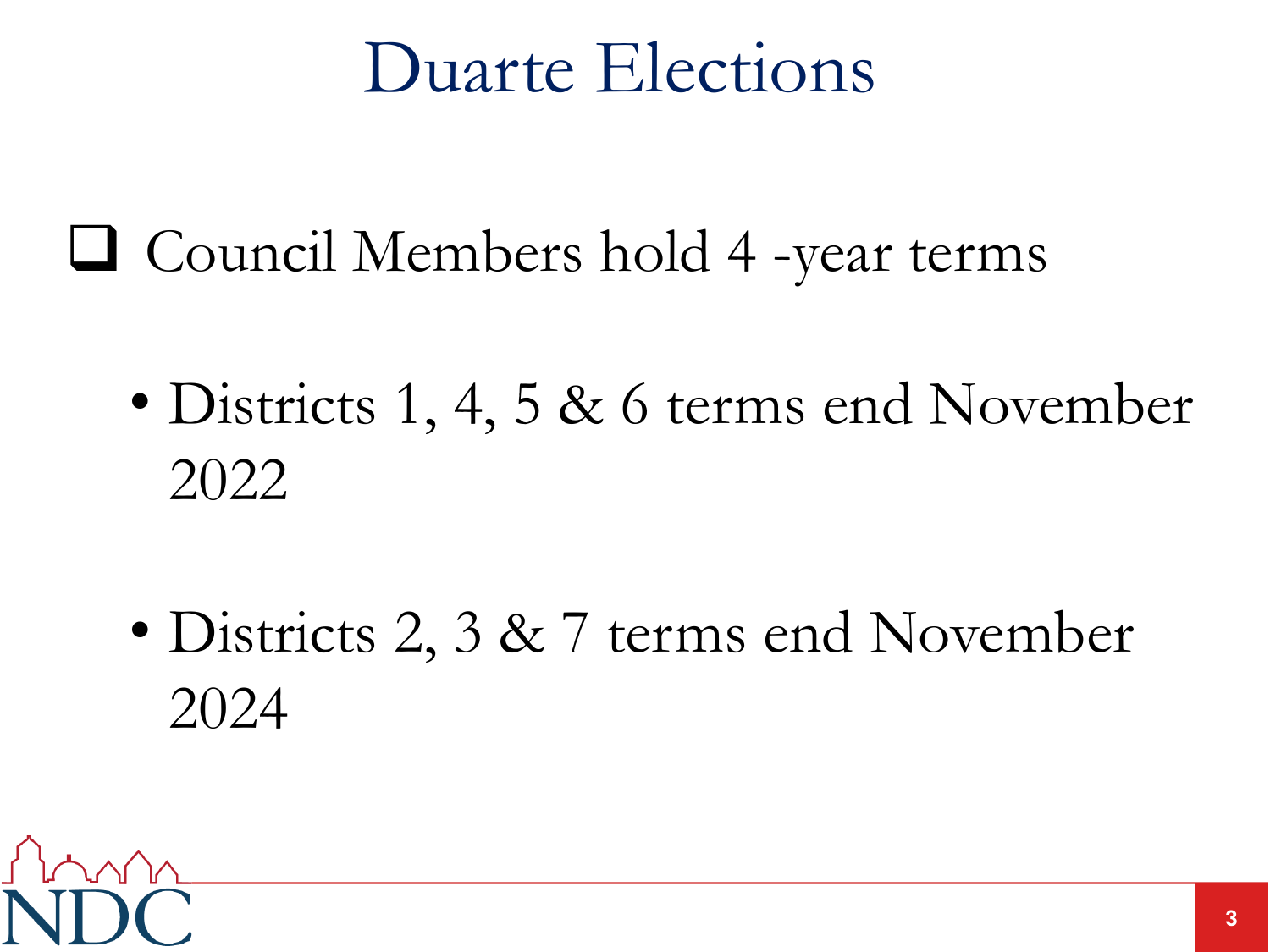# Duarte Elections

- Council Members hold 4 -year terms
  - Districts 1, 4, 5 & 6 terms end November 2022
  - Districts 2, 3 & 7 terms end November 2024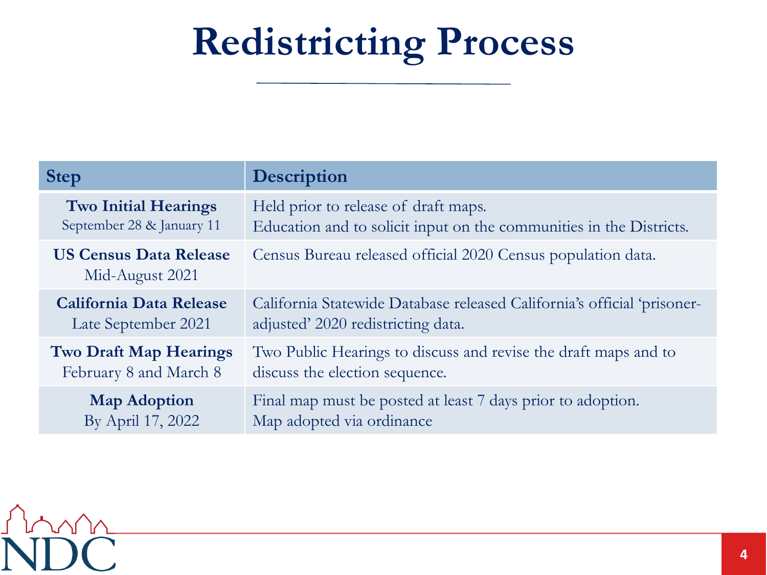# Redistricting Process

| Step | Description |
| --- | --- |
| **Two Initial Hearings**<br>September 28 & January 11 | Held prior to release of draft maps.<br>Education and to solicit input on the communities in the Districts. |
| **US Census Data Release**<br>Mid-August 2021 | Census Bureau released official 2020 Census population data. |
| **California Data Release**<br>Late September 2021 | California Statewide Database released California's official 'prisoner-adjusted' 2020 redistricting data. |
| **Two Draft Map Hearings**<br>February 8 and March 8 | Two Public Hearings to discuss and revise the draft maps and to discuss the election sequence. |
| **Map Adoption**<br>By April 17, 2022 | Final map must be posted at least 7 days prior to adoption.<br>Map adopted via ordinance |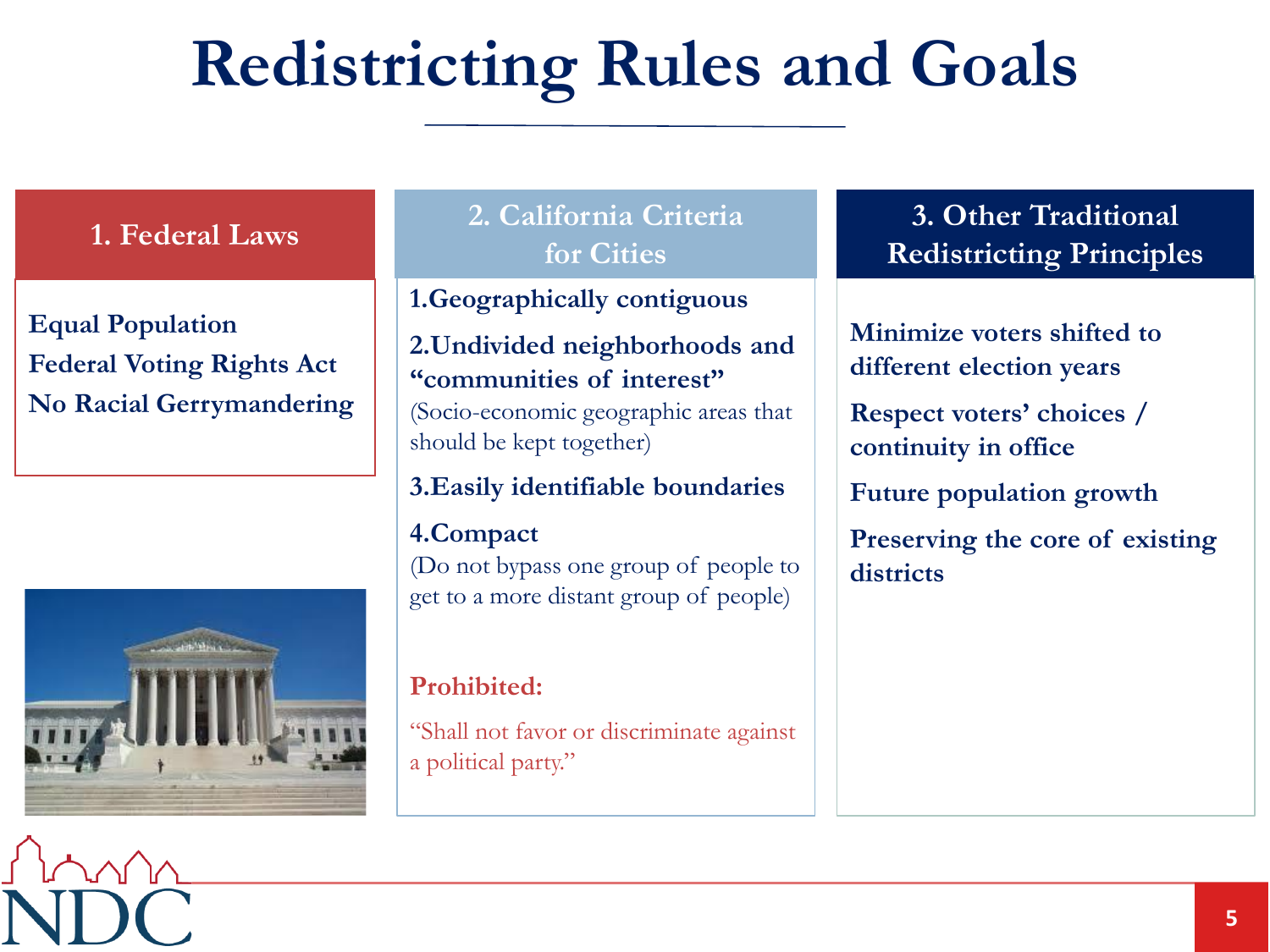# Redistricting Rules and Goals

## 1. Federal Laws

**Equal Population**
**Federal Voting Rights Act**
**No Racial Gerrymandering**

## 2. California Criteria for Cities

1. **Geographically contiguous**
2. **Undivided neighborhoods and "communities of interest"**
   (Socio-economic geographic areas that should be kept together)
3. **Easily identifiable boundaries**
4. **Compact**
   (Do not bypass one group of people to get to a more distant group of people)

**Prohibited:**

"Shall not favor or discriminate against a political party."

## 3. Other Traditional Redistricting Principles

**Minimize voters shifted to different election years**

**Respect voters' choices / continuity in office**

**Future population growth**

**Preserving the core of existing districts**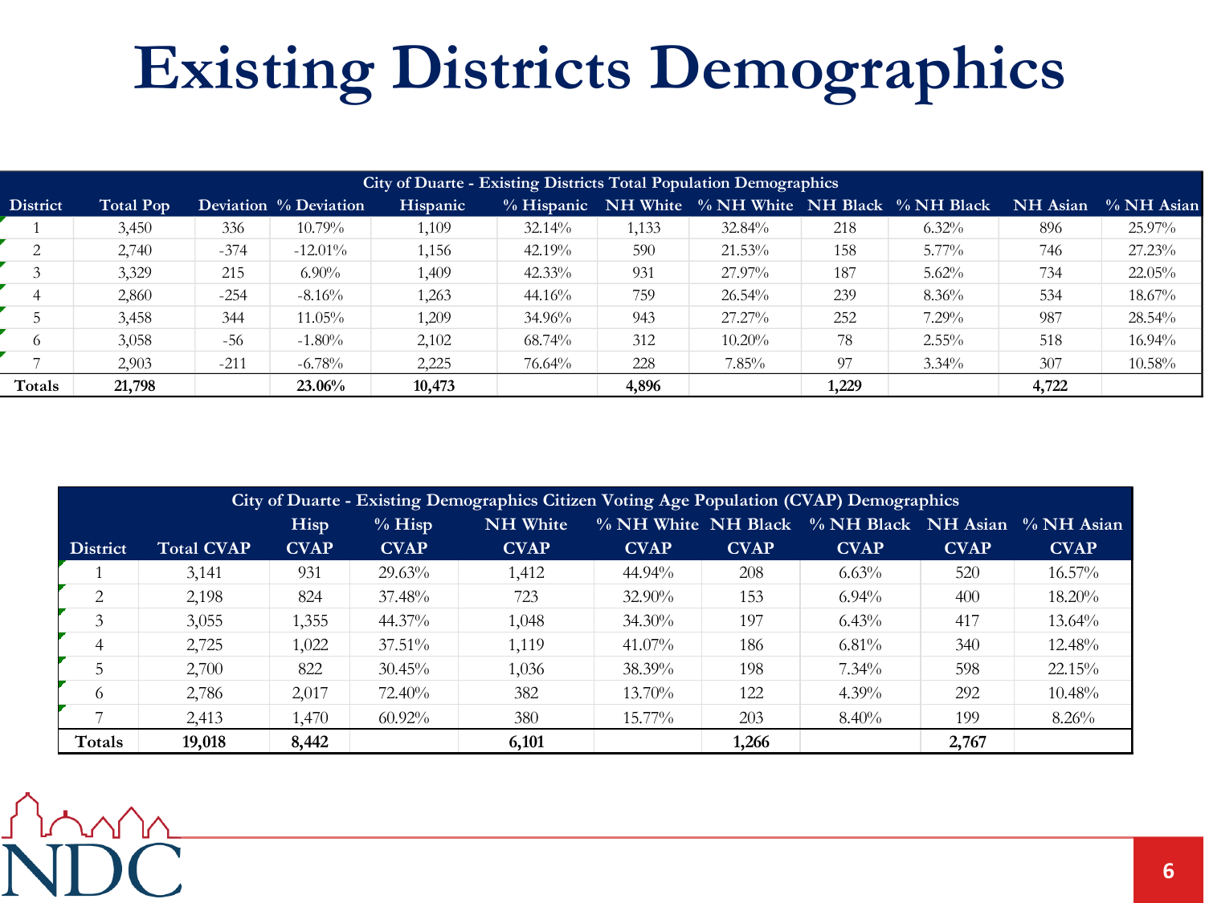# Existing Districts Demographics

| City of Duarte - Existing Districts Total Population Demographics | | | | | | | | | | | |
|---|---|---|---|---|---|---|---|---|---|---|---|
| District | Total Pop | Deviation | % Deviation | Hispanic | % Hispanic | NH White | % NH White | NH Black | % NH Black | NH Asian | % NH Asian |
| 1 | 3,450 | 336 | 10.79% | 1,109 | 32.14% | 1,133 | 32.84% | 218 | 6.32% | 896 | 25.97% |
| 2 | 2,740 | -374 | -12.01% | 1,156 | 42.19% | 590 | 21.53% | 158 | 5.77% | 746 | 27.23% |
| 3 | 3,329 | 215 | 6.90% | 1,409 | 42.33% | 931 | 27.97% | 187 | 5.62% | 734 | 22.05% |
| 4 | 2,860 | -254 | -8.16% | 1,263 | 44.16% | 759 | 26.54% | 239 | 8.36% | 534 | 18.67% |
| 5 | 3,458 | 344 | 11.05% | 1,209 | 34.96% | 943 | 27.27% | 252 | 7.29% | 987 | 28.54% |
| 6 | 3,058 | -56 | -1.80% | 2,102 | 68.74% | 312 | 10.20% | 78 | 2.55% | 518 | 16.94% |
| 7 | 2,903 | -211 | -6.78% | 2,225 | 76.64% | 228 | 7.85% | 97 | 3.34% | 307 | 10.58% |
| **Totals** | **21,798** | | **23.06%** | **10,473** | | **4,896** | | **1,229** | | **4,722** | |

| City of Duarte - Existing Demographics Citizen Voting Age Population (CVAP) Demographics | | | | | | | | | |
|---|---|---|---|---|---|---|---|---|---|
| District | Total CVAP | Hisp CVAP | % Hisp CVAP | NH White CVAP | % NH White CVAP | NH Black CVAP | % NH Black CVAP | NH Asian CVAP | % NH Asian CVAP |
| 1 | 3,141 | 931 | 29.63% | 1,412 | 44.94% | 208 | 6.63% | 520 | 16.57% |
| 2 | 2,198 | 824 | 37.48% | 723 | 32.90% | 153 | 6.94% | 400 | 18.20% |
| 3 | 3,055 | 1,355 | 44.37% | 1,048 | 34.30% | 197 | 6.43% | 417 | 13.64% |
| 4 | 2,725 | 1,022 | 37.51% | 1,119 | 41.07% | 186 | 6.81% | 340 | 12.48% |
| 5 | 2,700 | 822 | 30.45% | 1,036 | 38.39% | 198 | 7.34% | 598 | 22.15% |
| 6 | 2,786 | 2,017 | 72.40% | 382 | 13.70% | 122 | 4.39% | 292 | 10.48% |
| 7 | 2,413 | 1,470 | 60.92% | 380 | 15.77% | 203 | 8.40% | 199 | 8.26% |
| **Totals** | **19,018** | **8,442** | | **6,101** | | **1,266** | | **2,767** | |

NDC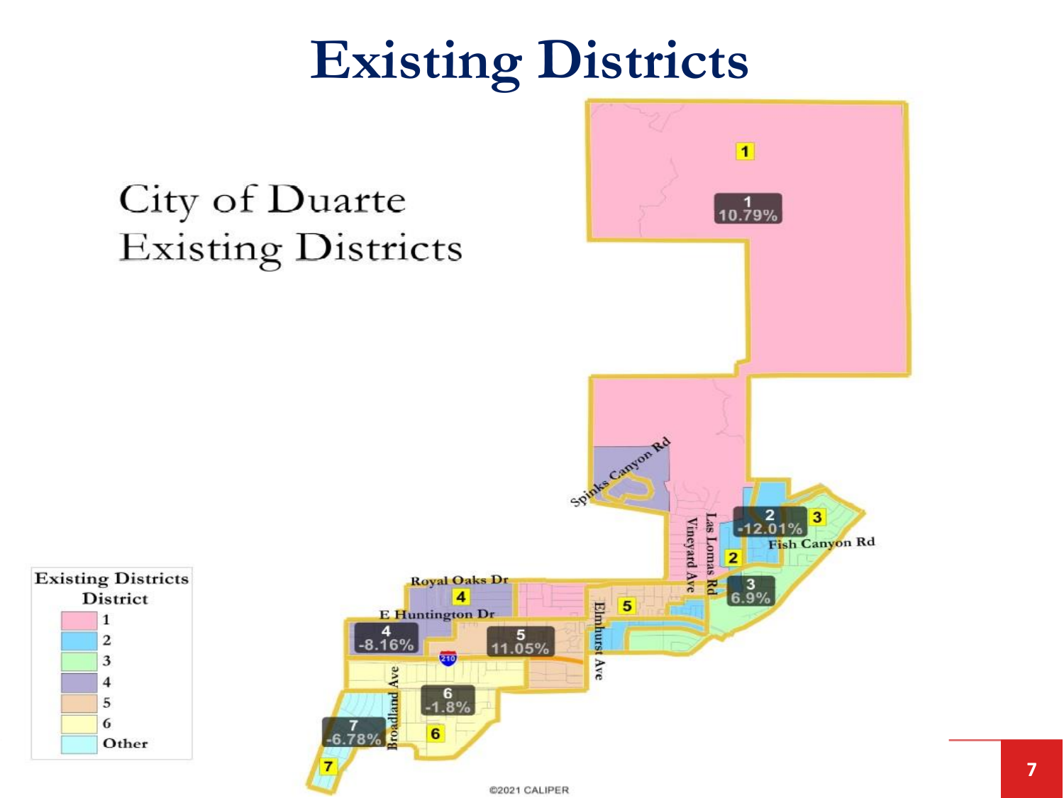# Existing Districts

City of Duarte
Existing Districts

| Existing Districts District | |
|---|---|
| | 1 |
| | 2 |
| | 3 |
| | 4 |
| | 5 |
| | 6 |
| | Other |

1
10.79%

2
-12.01%

3
6.9%

4
-8.16%

5
11.05%

6
-1.8%

7
-6.78%

Spinks Canyon Rd
Fish Canyon Rd
Royal Oaks Dr
E Huntington Dr
Vineyard Ave
Las Lomas Rd
Elmhurst Ave
Broadland Ave

©2021 CALIPER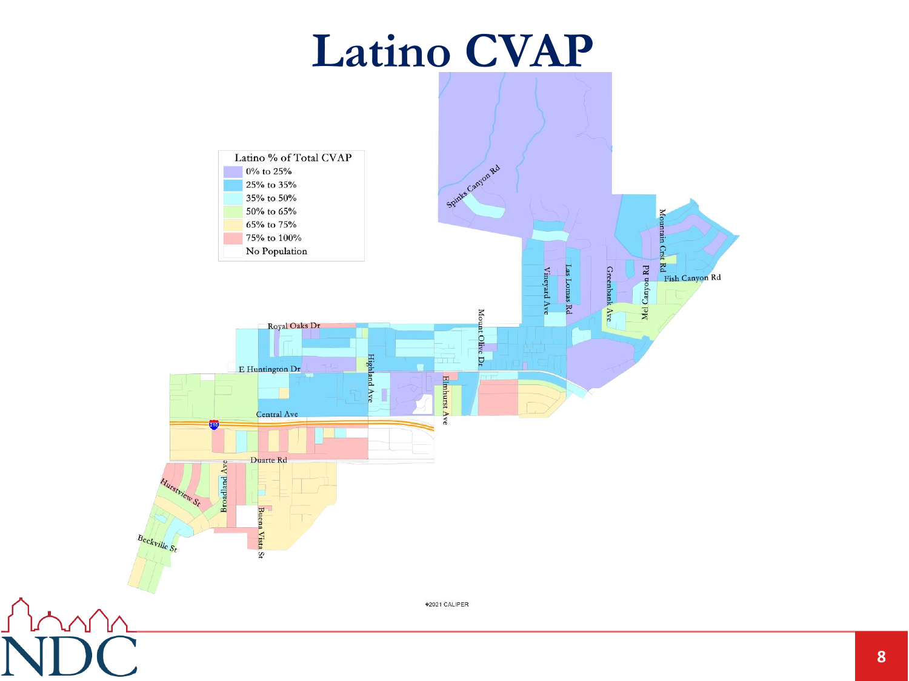# Latino CVAP

Latino % of Total CVAP

- 0% to 25%
- 25% to 35%
- 35% to 50%
- 50% to 65%
- 65% to 75%
- 75% to 100%
- No Population

Spinks Canyon Rd, Mountain Crest Rd, Fish Canyon Rd, Vineyard Ave, Las Lomas Rd, Greenbank Ave, Mel Canyon Rd, Mount Olive Dr, Royal Oaks Dr, E Huntington Dr, Highland Ave, Elmhurst Ave, Central Ave, Duarte Rd, Broadland Ave, Hurstview St, Beckville St, Buena Vista St

©2021 CALIPER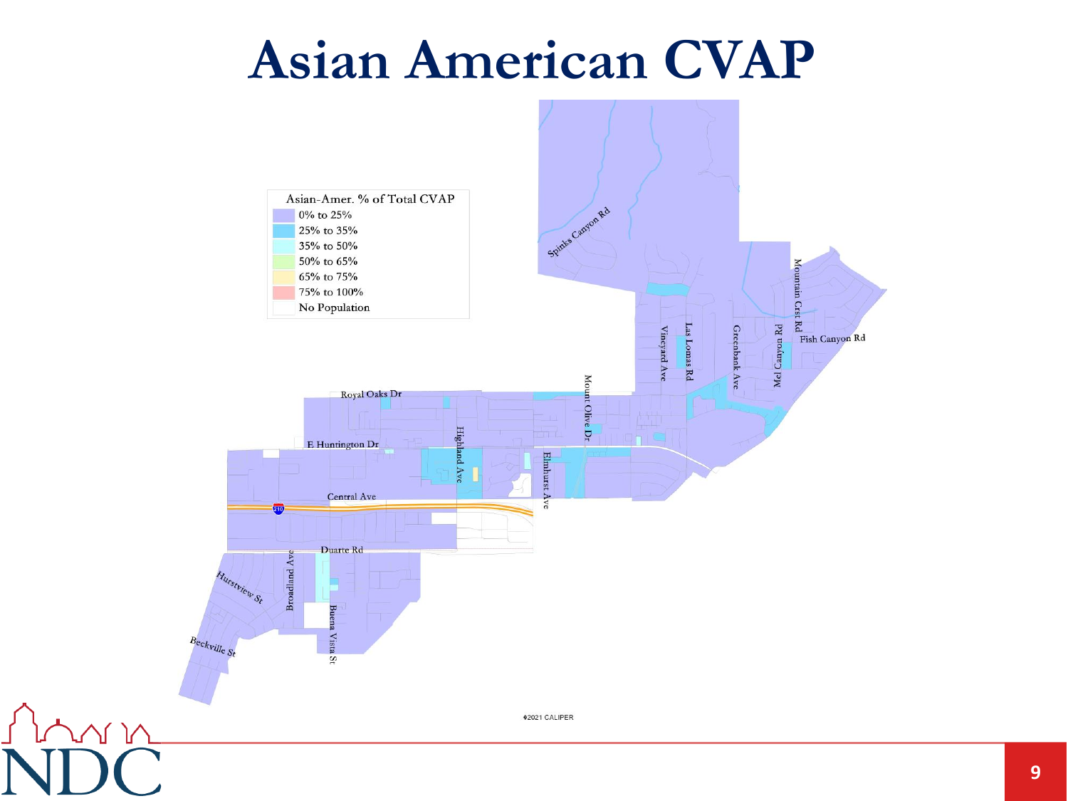# Asian American CVAP

| Asian-Amer. % of Total CVAP |
| --- |
| 0% to 25% |
| 25% to 35% |
| 35% to 50% |
| 50% to 65% |
| 65% to 75% |
| 75% to 100% |
| No Population |

Spinks Canyon Rd, Mountain Crst Rd, Fish Canyon Rd, Mel Canyon Rd, Greenbank Ave, Las Lomas Rd, Vineyard Ave, Mount Olive Dr, Royal Oaks Dr, E Huntington Dr, Highland Ave, Elmhurst Ave, Central Ave, Duarte Rd, Broadland Ave, Hurstview St, Beckville St, Buena Vista St

©2021 CALIPER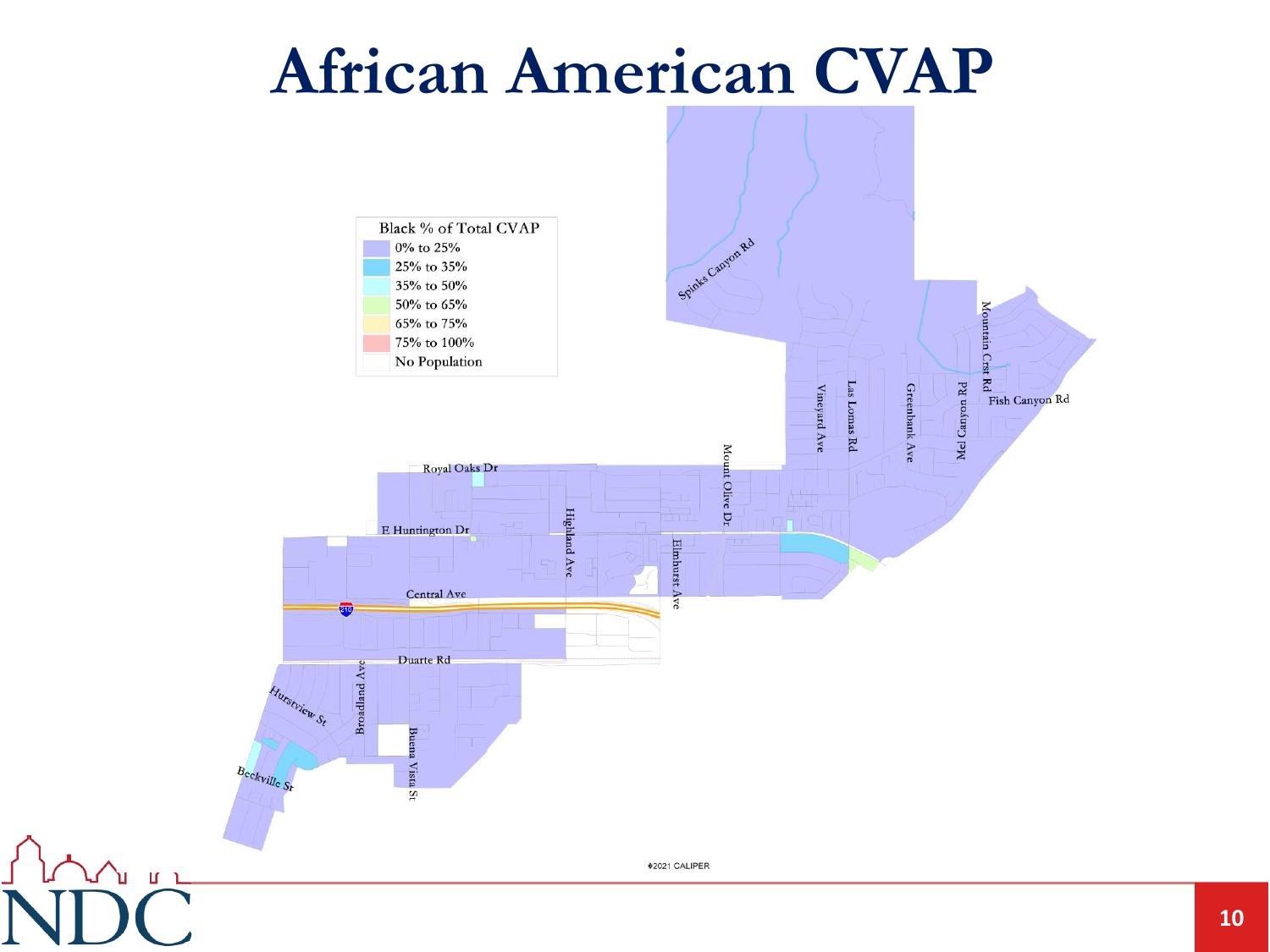# African American CVAP

| Black % of Total CVAP |
| --- |
| 0% to 25% |
| 25% to 35% |
| 35% to 50% |
| 50% to 65% |
| 65% to 75% |
| 75% to 100% |
| No Population |

Spinks Canyon Rd, Mountain Crst Rd, Fish Canyon Rd, Vineyard Ave, Las Lomas Rd, Greenbank Ave, Mel Canyon Rd, Mount Olive Dr, Royal Oaks Dr, E Huntington Dr, Highland Ave, Elmhurst Ave, Central Ave, Duarte Rd, Hurstview St, Broadland Ave, Buena Vista St, Beckville St

©2021 CALIPER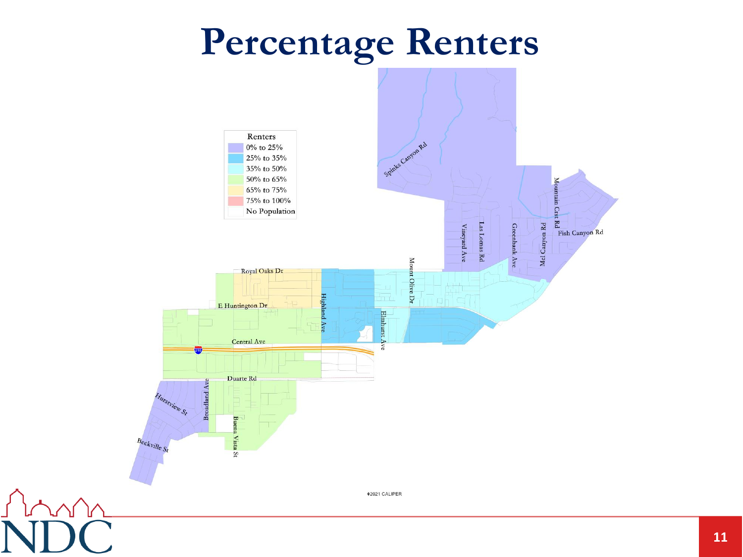# Percentage Renters

| Renters |
| --- |
| 0% to 25% |
| 25% to 35% |
| 35% to 50% |
| 50% to 65% |
| 65% to 75% |
| 75% to 100% |
| No Population |

Spinks Canyon Rd, Mountain Crst Rd, Fish Canyon Rd, Vineyard Ave, Las Lomas Rd, Greenbank Ave, Mel Canyon Rd, Mount Olive Dr, Royal Oaks Dr, E Huntington Dr, Highland Ave, Elmhurst Ave, Central Ave, 210, Duarte Rd, Hurstview St, Broadland Ave, Buena Vista St, Beckville St

©2021 CALIPER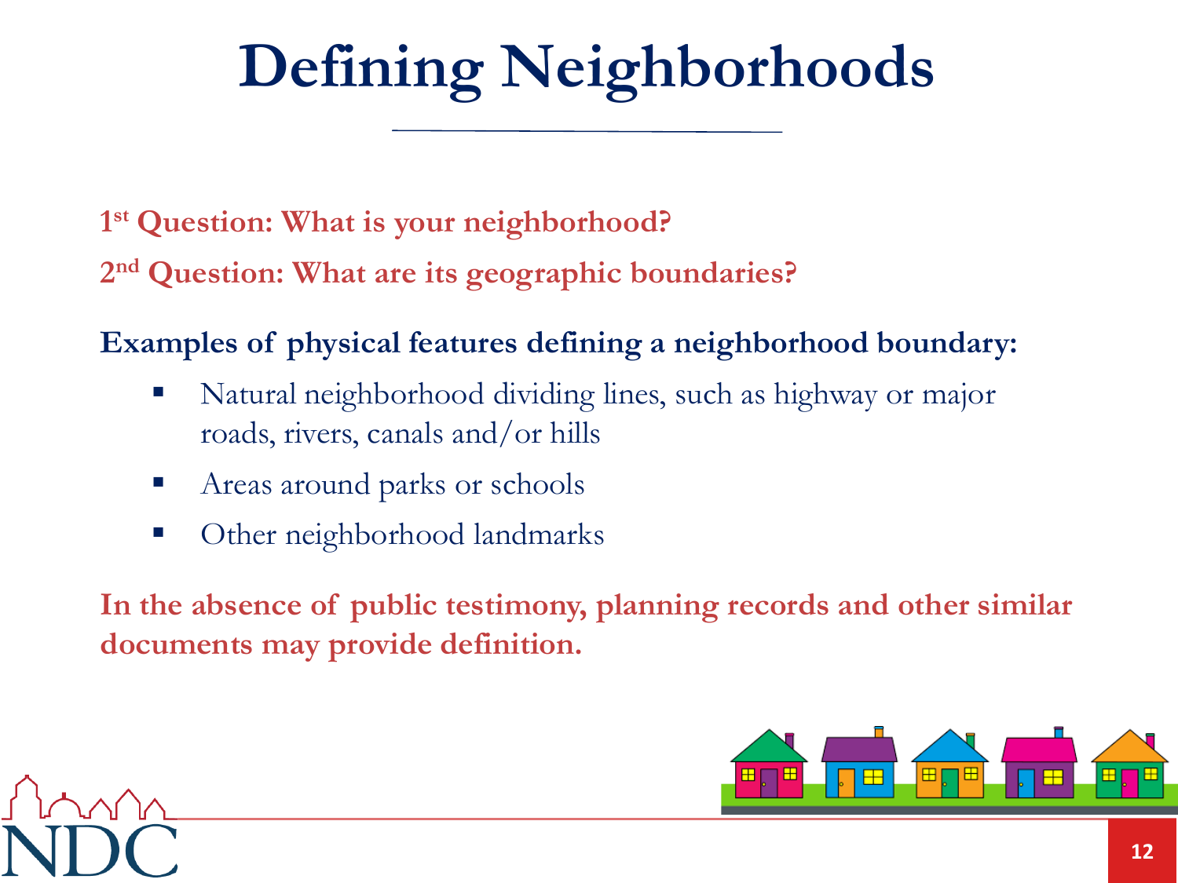# Defining Neighborhoods

**1st Question: What is your neighborhood?**

**2nd Question: What are its geographic boundaries?**

**Examples of physical features defining a neighborhood boundary:**

- Natural neighborhood dividing lines, such as highway or major roads, rivers, canals and/or hills
- Areas around parks or schools
- Other neighborhood landmarks

**In the absence of public testimony, planning records and other similar documents may provide definition.**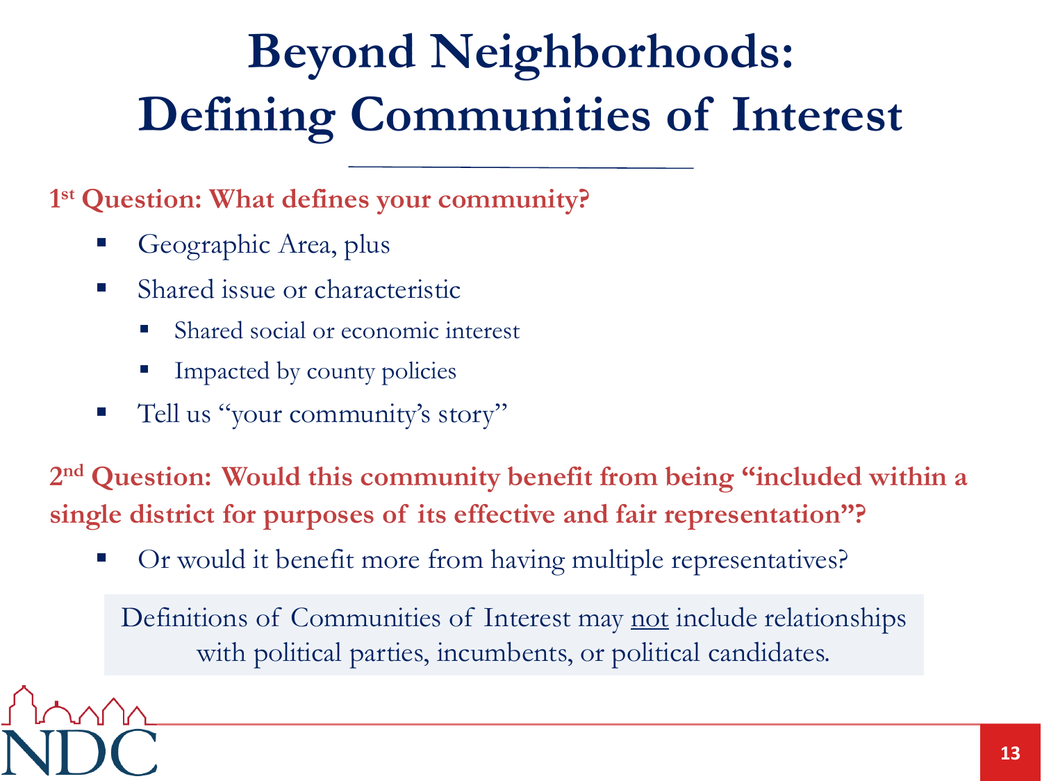# Beyond Neighborhoods: Defining Communities of Interest

**1st Question: What defines your community?**

- Geographic Area, plus
- Shared issue or characteristic
  - Shared social or economic interest
  - Impacted by county policies
- Tell us "your community's story"

**2nd Question: Would this community benefit from being "included within a single district for purposes of its effective and fair representation"?**

- Or would it benefit more from having multiple representatives?

Definitions of Communities of Interest may <u>not</u> include relationships with political parties, incumbents, or political candidates.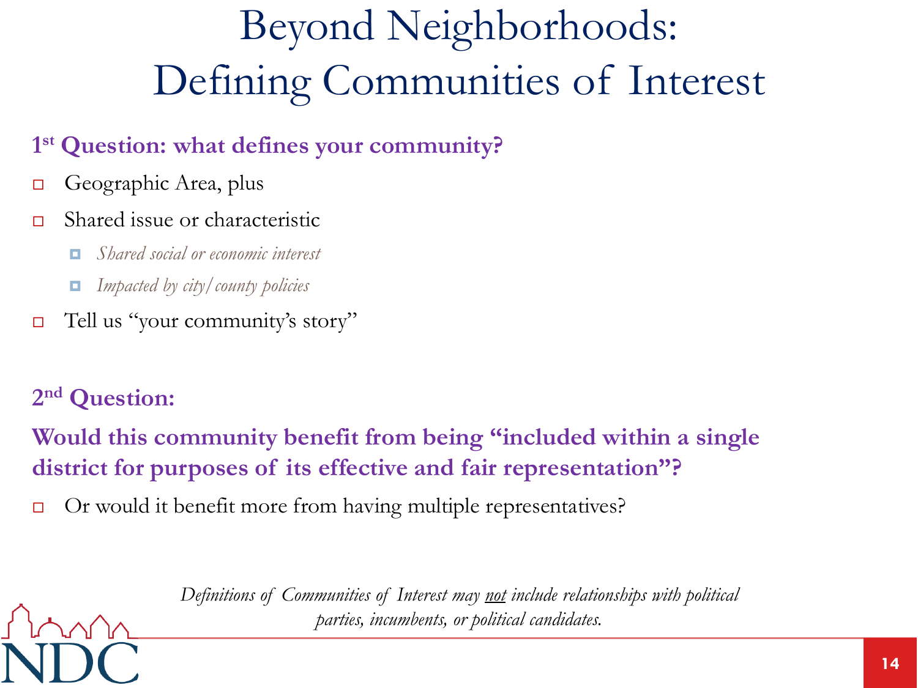# Beyond Neighborhoods: Defining Communities of Interest

**1st Question: what defines your community?**

- Geographic Area, plus
- Shared issue or characteristic
  - *Shared social or economic interest*
  - *Impacted by city/county policies*
- Tell us "your community's story"

**2nd Question:**

**Would this community benefit from being "included within a single district for purposes of its effective and fair representation"?**

- Or would it benefit more from having multiple representatives?

*Definitions of Communities of Interest may not include relationships with political parties, incumbents, or political candidates.*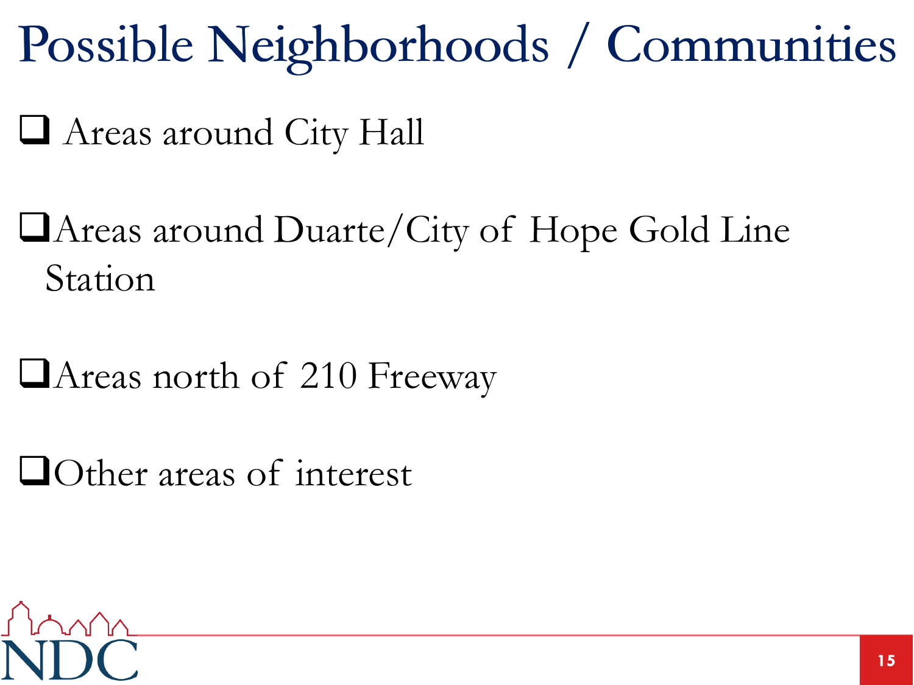# Possible Neighborhoods / Communities

- [ ] Areas around City Hall

- [ ] Areas around Duarte/City of Hope Gold Line Station

- [ ] Areas north of 210 Freeway

- [ ] Other areas of interest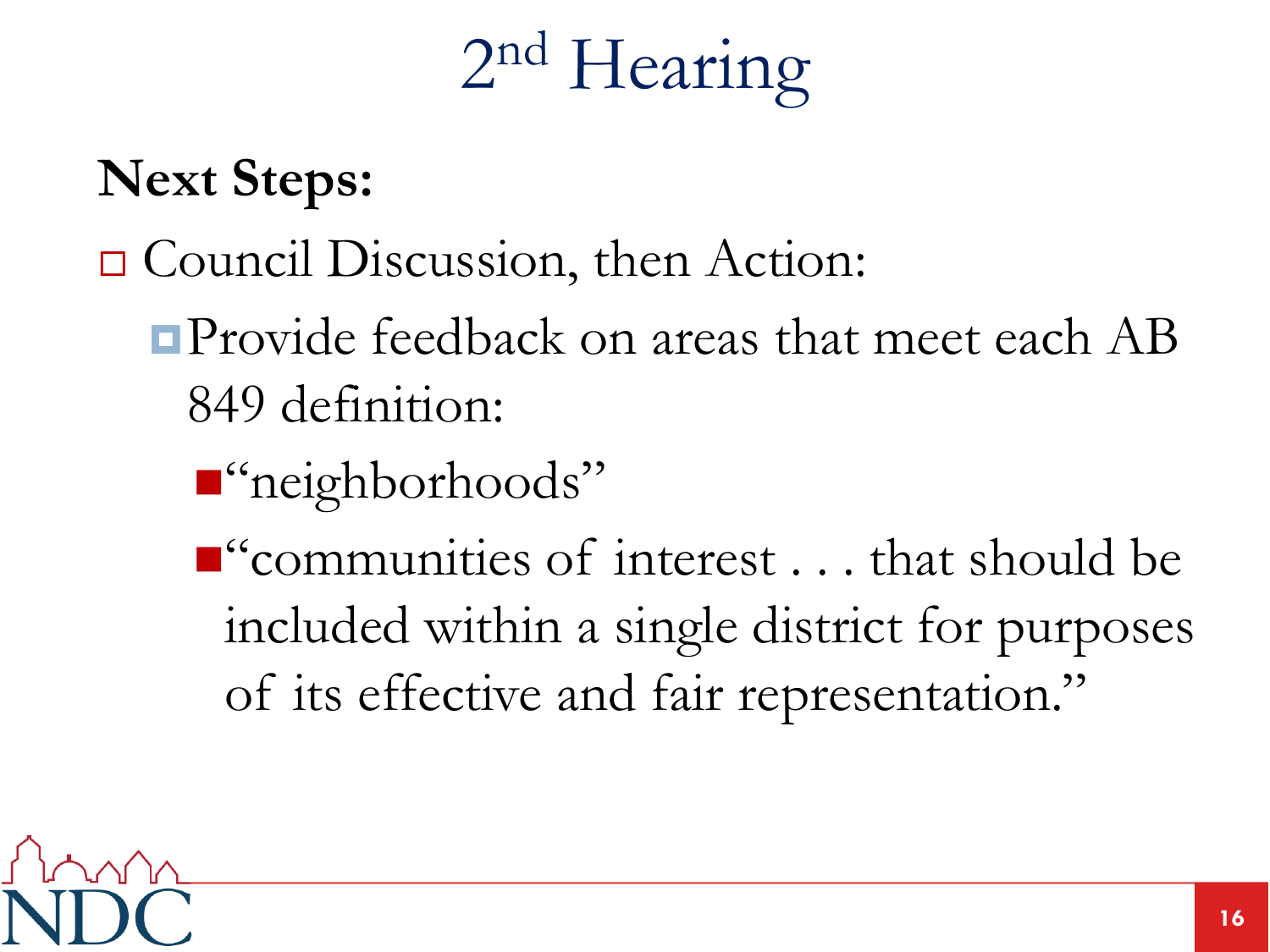# 2nd Hearing

**Next Steps:**

- Council Discussion, then Action:
  - Provide feedback on areas that meet each AB 849 definition:
    - "neighborhoods"
    - "communities of interest . . . that should be included within a single district for purposes of its effective and fair representation."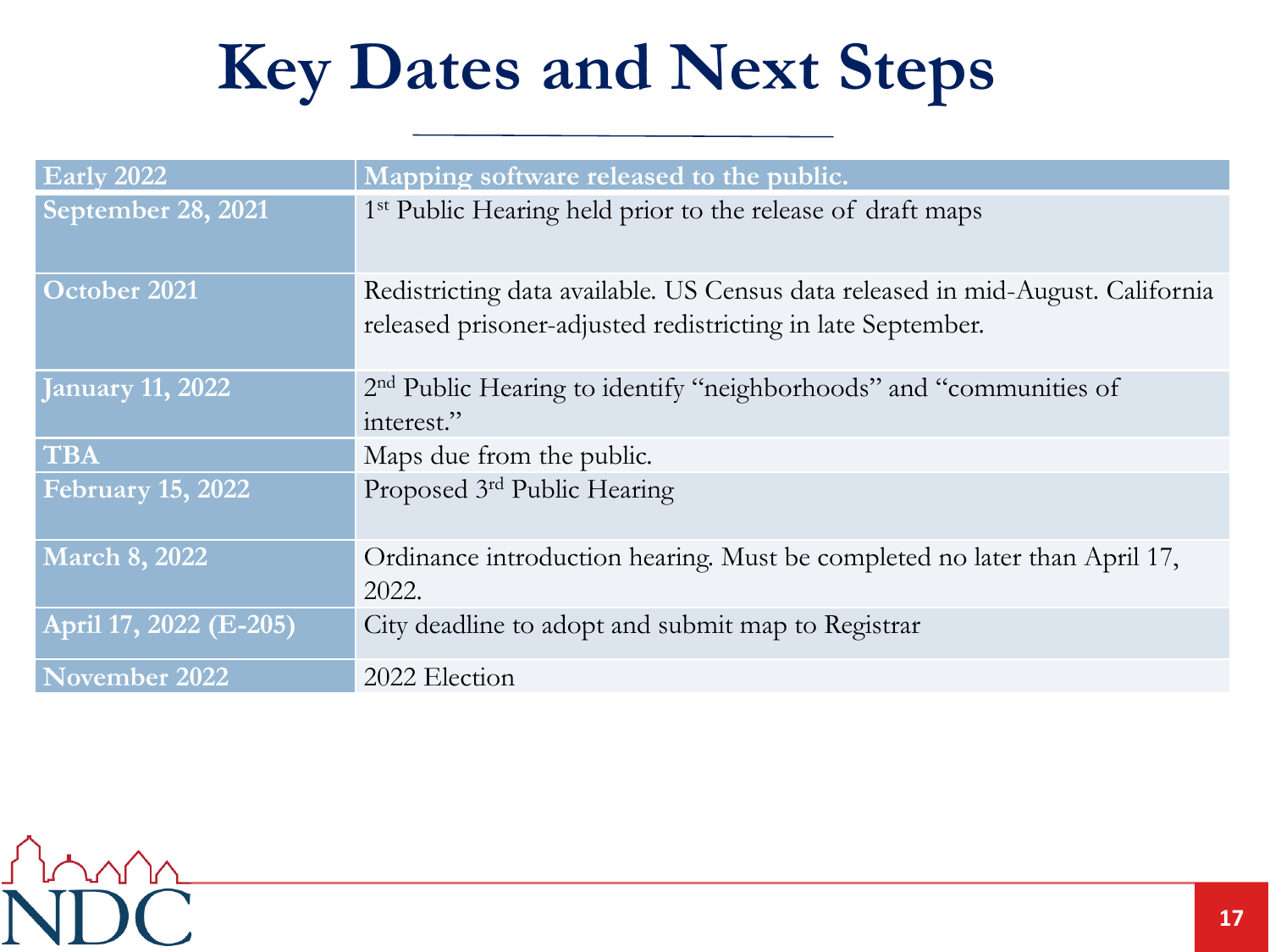# Key Dates and Next Steps

| Early 2022 | Mapping software released to the public. |
|---|---|
| September 28, 2021 | 1st Public Hearing held prior to the release of draft maps |
| October 2021 | Redistricting data available. US Census data released in mid-August. California released prisoner-adjusted redistricting in late September. |
| January 11, 2022 | 2nd Public Hearing to identify "neighborhoods" and "communities of interest." |
| TBA | Maps due from the public. |
| February 15, 2022 | Proposed 3rd Public Hearing |
| March 8, 2022 | Ordinance introduction hearing. Must be completed no later than April 17, 2022. |
| April 17, 2022 (E-205) | City deadline to adopt and submit map to Registrar |
| November 2022 | 2022 Election |

NDC